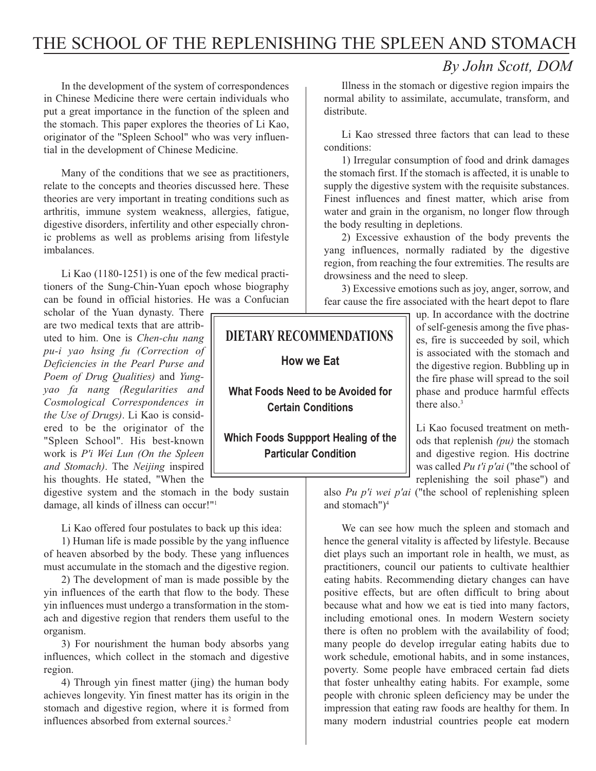# THE SCHOOL OF THE REPLENISHING THE SPLEEN AND STOMACH

*By John Scott, DOM*

In the development of the system of correspondences in Chinese Medicine there were certain individuals who put a great importance in the function of the spleen and the stomach. This paper explores the theories of Li Kao, originator of the "Spleen School" who was very influential in the development of Chinese Medicine.

Many of the conditions that we see as practitioners, relate to the concepts and theories discussed here. These theories are very important in treating conditions such as arthritis, immune system weakness, allergies, fatigue, digestive disorders, infertility and other especially chronic problems as well as problems arising from lifestyle imbalances.

Li Kao (1180-1251) is one of the few medical practitioners of the Sung-Chin-Yuan epoch whose biography can be found in official histories. He was a Confucian scholar of the Yuan dynasty. There are two medical texts that are attributed to him. One is *Chen-chu nang pu-i yao hsing fu (Correction of Deficiencies in the Pearl Purse and Poem of Drug Qualities)* and *Yung-yao fa nang (Regularities and Cosmological Correspondences in the Use of Drugs)*. Li Kao is considered to be the originator of the "Spleen School". His best-known work is *P'i Wei Lun (On the Spleen and Stomach)*. The *Neijing* inspired his thoughts. He stated, "When the digestive system and the stomach in the body sustain damage, all kinds of illness can occur!"[1]

Li Kao offered four postulates to back up this idea:

1) Human life is made possible by the yang influence of heaven absorbed by the body. These yang influences must accumulate in the stomach and the digestive region.

2) The development of man is made possible by the yin influences of the earth that flow to the body. These yin influences must undergo a transformation in the stomach and digestive region that renders them useful to the organism.

3) For nourishment the human body absorbs yang influences, which collect in the stomach and digestive region.

4) Through yin finest matter (jing) the human body achieves longevity. Yin finest matter has its origin in the stomach and digestive region, where it is formed from influences absorbed from external sources.[2]

Illness in the stomach or digestive region impairs the normal ability to assimilate, accumulate, transform, and distribute.

Li Kao stressed three factors that can lead to these conditions:

1) Irregular consumption of food and drink damages the stomach first. If the stomach is affected, it is unable to supply the digestive system with the requisite substances. Finest influences and finest matter, which arise from water and grain in the organism, no longer flow through the body resulting in depletions.

2) Excessive exhaustion of the body prevents the yang influences, normally radiated by the digestive region, from reaching the four extremities. The results are drowsiness and the need to sleep.

3) Excessive emotions such as joy, anger, sorrow, and fear cause the fire associated with the heart depot to flare up. In accordance with the doctrine of self-genesis among the five phases, fire is succeeded by soil, which is associated with the stomach and the digestive region. Bubbling up in the fire phase will spread to the soil phase and produce harmful effects there also.[3]

Li Kao focused treatment on methods that replenish *(pu)* the stomach and digestive region. His doctrine was called *Pu t'i p'ai* ("the school of replenishing the soil phase") and also *Pu p'i wei p'ai* ("the school of replenishing spleen and stomach")[4]

> **DIETARY RECOMMENDATIONS**
>
> **How we Eat**
>
> **What Foods Need to be Avoided for Certain Conditions**
>
> **Which Foods Suppport Healing of the Particular Condition**

We can see how much the spleen and stomach and hence the general vitality is affected by lifestyle. Because diet plays such an important role in health, we must, as practitioners, council our patients to cultivate healthier eating habits. Recommending dietary changes can have positive effects, but are often difficult to bring about because what and how we eat is tied into many factors, including emotional ones. In modern Western society there is often no problem with the availability of food; many people do develop irregular eating habits due to work schedule, emotional habits, and in some instances, poverty. Some people have embraced certain fad diets that foster unhealthy eating habits. For example, some people with chronic spleen deficiency may be under the impression that eating raw foods are healthy for them. In many modern industrial countries people eat modern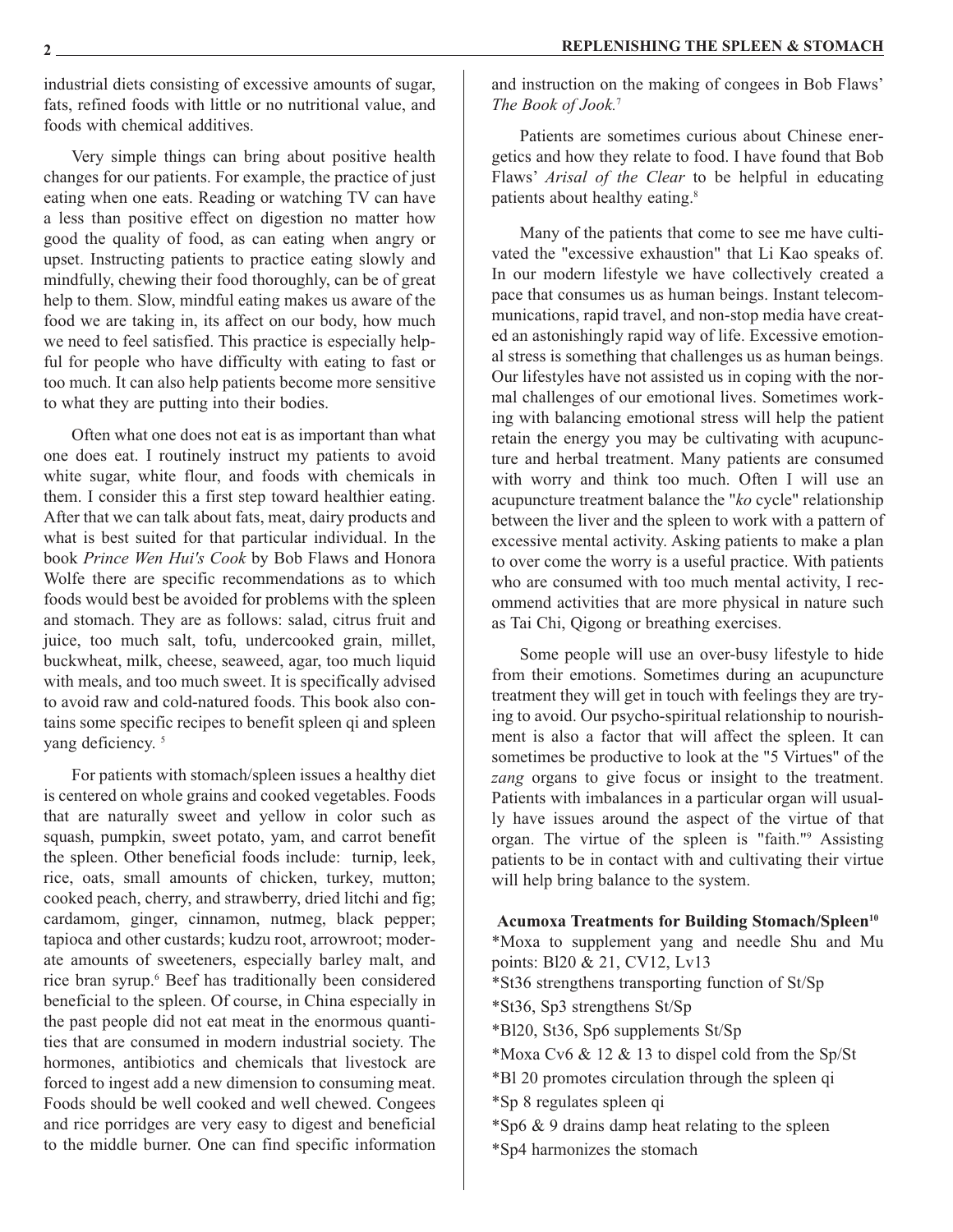industrial diets consisting of excessive amounts of sugar, fats, refined foods with little or no nutritional value, and foods with chemical additives.

Very simple things can bring about positive health changes for our patients. For example, the practice of just eating when one eats. Reading or watching TV can have a less than positive effect on digestion no matter how good the quality of food, as can eating when angry or upset. Instructing patients to practice eating slowly and mindfully, chewing their food thoroughly, can be of great help to them. Slow, mindful eating makes us aware of the food we are taking in, its affect on our body, how much we need to feel satisfied. This practice is especially helpful for people who have difficulty with eating to fast or too much. It can also help patients become more sensitive to what they are putting into their bodies.

Often what one does not eat is as important than what one does eat. I routinely instruct my patients to avoid white sugar, white flour, and foods with chemicals in them. I consider this a first step toward healthier eating. After that we can talk about fats, meat, dairy products and what is best suited for that particular individual. In the book *Prince Wen Hui's Cook* by Bob Flaws and Honora Wolfe there are specific recommendations as to which foods would best be avoided for problems with the spleen and stomach. They are as follows: salad, citrus fruit and juice, too much salt, tofu, undercooked grain, millet, buckwheat, milk, cheese, seaweed, agar, too much liquid with meals, and too much sweet. It is specifically advised to avoid raw and cold-natured foods. This book also contains some specific recipes to benefit spleen qi and spleen yang deficiency. [5]

For patients with stomach/spleen issues a healthy diet is centered on whole grains and cooked vegetables. Foods that are naturally sweet and yellow in color such as squash, pumpkin, sweet potato, yam, and carrot benefit the spleen. Other beneficial foods include: turnip, leek, rice, oats, small amounts of chicken, turkey, mutton; cooked peach, cherry, and strawberry, dried litchi and fig; cardamom, ginger, cinnamon, nutmeg, black pepper; tapioca and other custards; kudzu root, arrowroot; moderate amounts of sweeteners, especially barley malt, and rice bran syrup.[6] Beef has traditionally been considered beneficial to the spleen. Of course, in China especially in the past people did not eat meat in the enormous quantities that are consumed in modern industrial society. The hormones, antibiotics and chemicals that livestock are forced to ingest add a new dimension to consuming meat. Foods should be well cooked and well chewed. Congees and rice porridges are very easy to digest and beneficial to the middle burner. One can find specific information and instruction on the making of congees in Bob Flaws' *The Book of Jook*.[7]

Patients are sometimes curious about Chinese energetics and how they relate to food. I have found that Bob Flaws' *Arisal of the Clear* to be helpful in educating patients about healthy eating.[8]

Many of the patients that come to see me have cultivated the "excessive exhaustion" that Li Kao speaks of. In our modern lifestyle we have collectively created a pace that consumes us as human beings. Instant telecommunications, rapid travel, and non-stop media have created an astonishingly rapid way of life. Excessive emotional stress is something that challenges us as human beings. Our lifestyles have not assisted us in coping with the normal challenges of our emotional lives. Sometimes working with balancing emotional stress will help the patient retain the energy you may be cultivating with acupuncture and herbal treatment. Many patients are consumed with worry and think too much. Often I will use an acupuncture treatment balance the "*ko* cycle" relationship between the liver and the spleen to work with a pattern of excessive mental activity. Asking patients to make a plan to over come the worry is a useful practice. With patients who are consumed with too much mental activity, I recommend activities that are more physical in nature such as Tai Chi, Qigong or breathing exercises.

Some people will use an over-busy lifestyle to hide from their emotions. Sometimes during an acupuncture treatment they will get in touch with feelings they are trying to avoid. Our psycho-spiritual relationship to nourishment is also a factor that will affect the spleen. It can sometimes be productive to look at the "5 Virtues" of the *zang* organs to give focus or insight to the treatment. Patients with imbalances in a particular organ will usually have issues around the aspect of the virtue of that organ. The virtue of the spleen is "faith."[9] Assisting patients to be in contact with and cultivating their virtue will help bring balance to the system.

**Acumoxa Treatments for Building Stomach/Spleen[10]**

*Moxa to supplement yang and needle Shu and Mu points: Bl20 & 21, CV12, Lv13

*St36 strengthens transporting function of St/Sp

*St36, Sp3 strengthens St/Sp

*Bl20, St36, Sp6 supplements St/Sp

*Moxa Cv6 & 12 & 13 to dispel cold from the Sp/St

*Bl 20 promotes circulation through the spleen qi

*Sp 8 regulates spleen qi

*Sp6 & 9 drains damp heat relating to the spleen

*Sp4 harmonizes the stomach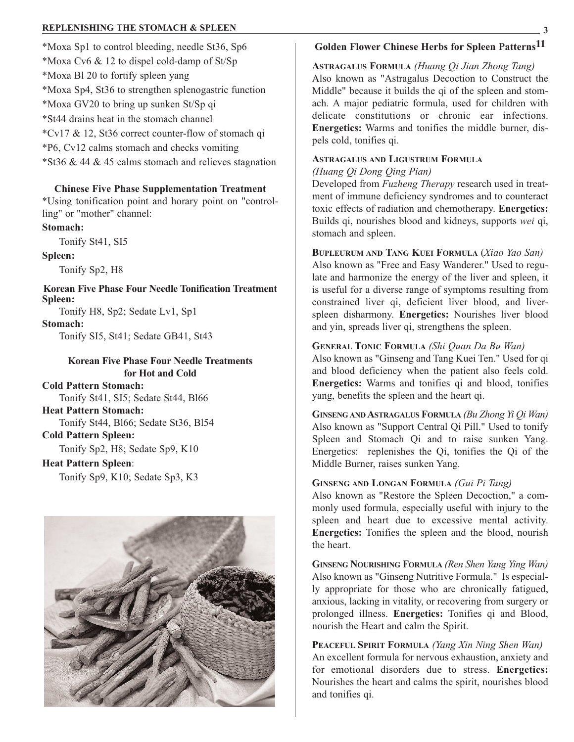*Moxa Sp1 to control bleeding, needle St36, Sp6

*Moxa Cv6 & 12 to dispel cold-damp of St/Sp

*Moxa Bl 20 to fortify spleen yang

*Moxa Sp4, St36 to strengthen splenogastric function

*Moxa GV20 to bring up sunken St/Sp qi

*St44 drains heat in the stomach channel

*Cv17 & 12, St36 correct counter-flow of stomach qi

*P6, Cv12 calms stomach and checks vomiting

*St36 & 44 & 45 calms stomach and relieves stagnation

### Chinese Five Phase Supplementation Treatment

*Using tonification point and horary point on "controlling" or "mother" channel:

**Stomach:**

Tonify St41, SI5

**Spleen:**

Tonify Sp2, H8

### Korean Five Phase Four Needle Tonification Treatment

**Spleen:**

Tonify H8, Sp2; Sedate Lv1, Sp1

**Stomach:**

Tonify SI5, St41; Sedate GB41, St43

### Korean Five Phase Four Needle Treatments for Hot and Cold

**Cold Pattern Stomach:**

Tonify St41, SI5; Sedate St44, Bl66

**Heat Pattern Stomach:**

Tonify St44, Bl66; Sedate St36, Bl54

**Cold Pattern Spleen:**

Tonify Sp2, H8; Sedate Sp9, K10

**Heat Pattern Spleen**:

Tonify Sp9, K10; Sedate Sp3, K3

## Golden Flower Chinese Herbs for Spleen Patterns[11]

**ASTRAGALUS FORMULA** *(Huang Qi Jian Zhong Tang)*
Also known as "Astragalus Decoction to Construct the Middle" because it builds the qi of the spleen and stomach. A major pediatric formula, used for children with delicate constitutions or chronic ear infections. **Energetics:** Warms and tonifies the middle burner, dispels cold, tonifies qi.

**ASTRAGALUS AND LIGUSTRUM FORMULA** *(Huang Qi Dong Qing Pian)*
Developed from *Fuzheng Therapy* research used in treatment of immune deficiency syndromes and to counteract toxic effects of radiation and chemotherapy. **Energetics:** Builds qi, nourishes blood and kidneys, supports *wei* qi, stomach and spleen.

**BUPLEURUM AND TANG KUEI FORMULA** (*Xiao Yao San)*
Also known as "Free and Easy Wanderer." Used to regulate and harmonize the energy of the liver and spleen, it is useful for a diverse range of symptoms resulting from constrained liver qi, deficient liver blood, and liver-spleen disharmony. **Energetics:** Nourishes liver blood and yin, spreads liver qi, strengthens the spleen.

**GENERAL TONIC FORMULA** *(Shi Quan Da Bu Wan)*
Also known as "Ginseng and Tang Kuei Ten." Used for qi and blood deficiency when the patient also feels cold. **Energetics:** Warms and tonifies qi and blood, tonifies yang, benefits the spleen and the heart qi.

**GINSENG AND ASTRAGALUS FORMULA** *(Bu Zhong Yi Qi Wan)*
Also known as "Support Central Qi Pill." Used to tonify Spleen and Stomach Qi and to raise sunken Yang. Energetics: replenishes the Qi, tonifies the Qi of the Middle Burner, raises sunken Yang.

**GINSENG AND LONGAN FORMULA** *(Gui Pi Tang)*
Also known as "Restore the Spleen Decoction," a commonly used formula, especially useful with injury to the spleen and heart due to excessive mental activity. **Energetics:** Tonifies the spleen and the blood, nourish the heart.

**GINSENG NOURISHING FORMULA** *(Ren Shen Yang Ying Wan)*
Also known as "Ginseng Nutritive Formula." Is especially appropriate for those who are chronically fatigued, anxious, lacking in vitality, or recovering from surgery or prolonged illness. **Energetics:** Tonifies qi and Blood, nourish the Heart and calm the Spirit.

**PEACEFUL SPIRIT FORMULA** *(Yang Xin Ning Shen Wan)*
An excellent formula for nervous exhaustion, anxiety and for emotional disorders due to stress. **Energetics:** Nourishes the heart and calms the spirit, nourishes blood and tonifies qi.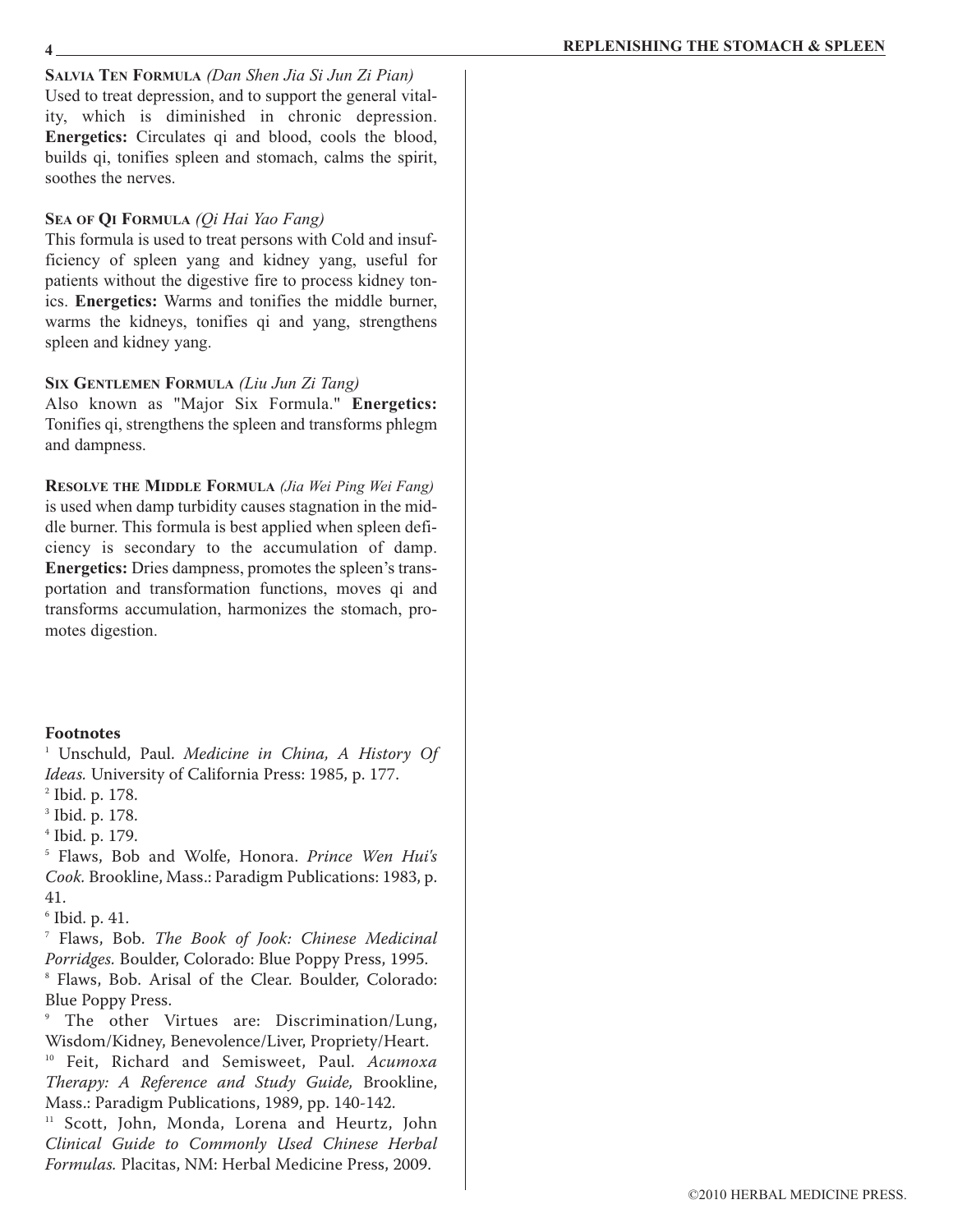**Salvia Ten Formula** *(Dan Shen Jia Si Jun Zi Pian)*
Used to treat depression, and to support the general vitality, which is diminished in chronic depression. **Energetics:** Circulates qi and blood, cools the blood, builds qi, tonifies spleen and stomach, calms the spirit, soothes the nerves.

**Sea of Qi Formula** *(Qi Hai Yao Fang)*
This formula is used to treat persons with Cold and insufficiency of spleen yang and kidney yang, useful for patients without the digestive fire to process kidney tonics. **Energetics:** Warms and tonifies the middle burner, warms the kidneys, tonifies qi and yang, strengthens spleen and kidney yang.

**Six Gentlemen Formula** *(Liu Jun Zi Tang)*
Also known as "Major Six Formula." **Energetics:** Tonifies qi, strengthens the spleen and transforms phlegm and dampness.

**Resolve the Middle Formula** *(Jia Wei Ping Wei Fang)* is used when damp turbidity causes stagnation in the middle burner. This formula is best applied when spleen deficiency is secondary to the accumulation of damp. **Energetics:** Dries dampness, promotes the spleen's transportation and transformation functions, moves qi and transforms accumulation, harmonizes the stomach, promotes digestion.

#### Footnotes

[1] Unschuld, Paul. *Medicine in China, A History Of Ideas.* University of California Press: 1985, p. 177.
[2] Ibid. p. 178.
[3] Ibid. p. 178.
[4] Ibid. p. 179.
[5] Flaws, Bob and Wolfe, Honora. *Prince Wen Hui's Cook.* Brookline, Mass.: Paradigm Publications: 1983, p. 41.
[6] Ibid. p. 41.
[7] Flaws, Bob. *The Book of Jook: Chinese Medicinal Porridges.* Boulder, Colorado: Blue Poppy Press, 1995.
[8] Flaws, Bob. Arisal of the Clear. Boulder, Colorado: Blue Poppy Press.
[9] The other Virtues are: Discrimination/Lung, Wisdom/Kidney, Benevolence/Liver, Propriety/Heart.
[10] Feit, Richard and Semisweet, Paul. *Acumoxa Therapy: A Reference and Study Guide,* Brookline, Mass.: Paradigm Publications, 1989, pp. 140-142.
[11] Scott, John, Monda, Lorena and Heurtz, John *Clinical Guide to Commonly Used Chinese Herbal Formulas.* Placitas, NM: Herbal Medicine Press, 2009.

©2010 HERBAL MEDICINE PRESS.